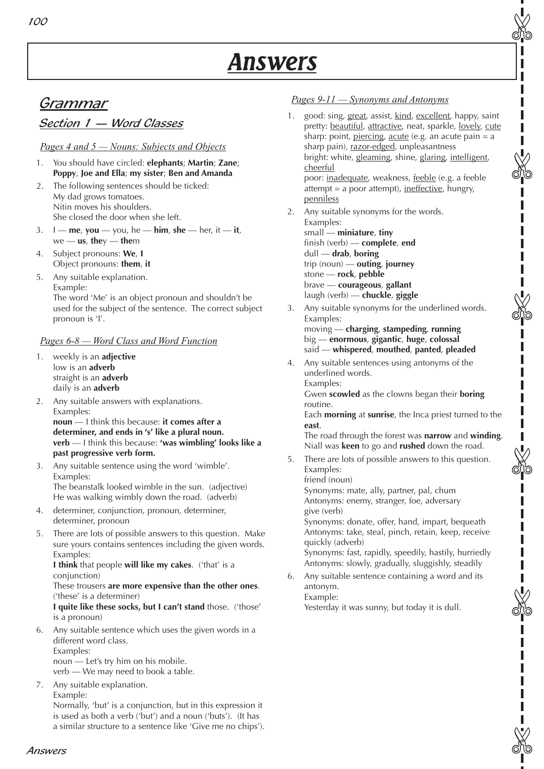# Answers

## Grammar

### Section 1 — Word Classes

#### *Pages 4 and 5 — Nouns: Subjects and Objects*

1. You should have circled: **elephants**; **Martin**; **Zane**; **Poppy**, **Joe and Ella**; **my sister**; **Ben and Amanda**
2. The following sentences should be ticked:
   My dad grows tomatoes.
   Nitin moves his shoulders.
   She closed the door when she left.
3. I — **me**, **you** — you, he — **him**, **she** — her, it — **it**, we — **us**, **the**y — **the**m
4. Subject pronouns: **We**, **I**
   Object pronouns: **them**, **it**
5. Any suitable explanation.
   Example:
   The word 'Me' is an object pronoun and shouldn't be used for the subject of the sentence. The correct subject pronoun is 'I'.

#### *Pages 6-8 — Word Class and Word Function*

1. weekly is an **adjective**
   low is an **adverb**
   straight is an **adverb**
   daily is an **adverb**
2. Any suitable answers with explanations.
   Examples:
   **noun** — I think this because: **it comes after a determiner, and ends in 's' like a plural noun.**
   **verb** — I think this because: **'was wimbling' looks like a past progressive verb form.**
3. Any suitable sentence using the word 'wimble'.
   Examples:
   The beanstalk looked wimble in the sun. (adjective)
   He was walking wimbly down the road. (adverb)
4. determiner, conjunction, pronoun, determiner, determiner, pronoun
5. There are lots of possible answers to this question. Make sure yours contains sentences including the given words.
   Examples:
   **I think** that people **will like my cakes**. ('that' is a conjunction)
   These trousers **are more expensive than the other ones**. ('these' is a determiner)
   **I quite like these socks, but I can't stand** those. ('those' is a pronoun)
6. Any suitable sentence which uses the given words in a different word class.
   Examples:
   noun — Let's try him on his mobile.
   verb — We may need to book a table.
7. Any suitable explanation.
   Example:
   Normally, 'but' is a conjunction, but in this expression it is used as both a verb ('but') and a noun ('buts'). (It has a similar structure to a sentence like 'Give me no chips').

#### *Pages 9-11 — Synonyms and Antonyms*

1. good: sing, <u>great</u>, assist, <u>kind</u>, <u>excellent</u>, happy, saint
   pretty: <u>beautiful</u>, <u>attractive</u>, neat, sparkle, <u>lovely</u>, <u>cute</u>
   sharp: point, <u>piercing</u>, <u>acute</u> (e.g. an acute pain = a sharp pain), <u>razor-edged</u>, unpleasantness
   bright: white, <u>gleaming</u>, shine, <u>glaring</u>, <u>intelligent</u>, <u>cheerful</u>
   poor: <u>inadequate</u>, weakness, <u>feeble</u> (e.g. a feeble attempt = a poor attempt), <u>ineffective</u>, hungry, <u>penniless</u>
2. Any suitable synonyms for the words.
   Examples:
   small — **miniature**, **tiny**
   finish (verb) — **complete**, **end**
   dull — **drab**, **boring**
   trip (noun) — **outing**, **journey**
   stone — **rock**, **pebble**
   brave — **courageous**, **gallant**
   laugh (verb) — **chuckle**, **giggle**
3. Any suitable synonyms for the underlined words.
   Examples:
   moving — **charging**, **stampeding**, **running**
   big — **enormous**, **gigantic**, **huge**, **colossal**
   said — **whispered**, **mouthed**, **panted**, **pleaded**
4. Any suitable sentences using antonyms of the underlined words.
   Examples:
   Gwen **scowled** as the clowns began their **boring** routine.
   Each **morning** at **sunrise**, the Inca priest turned to the **east**.
   The road through the forest was **narrow** and **winding**.
   Niall was **keen** to go and **rushed** down the road.
5. There are lots of possible answers to this question.
   Examples:
   friend (noun)
   Synonyms: mate, ally, partner, pal, chum
   Antonyms: enemy, stranger, foe, adversary
   give (verb)
   Synonyms: donate, offer, hand, impart, bequeath
   Antonyms: take, steal, pinch, retain, keep, receive
   quickly (adverb)
   Synonyms: fast, rapidly, speedily, hastily, hurriedly
   Antonyms: slowly, gradually, sluggishly, steadily
6. Any suitable sentence containing a word and its antonym.
   Example:
   Yesterday it was sunny, but today it is dull.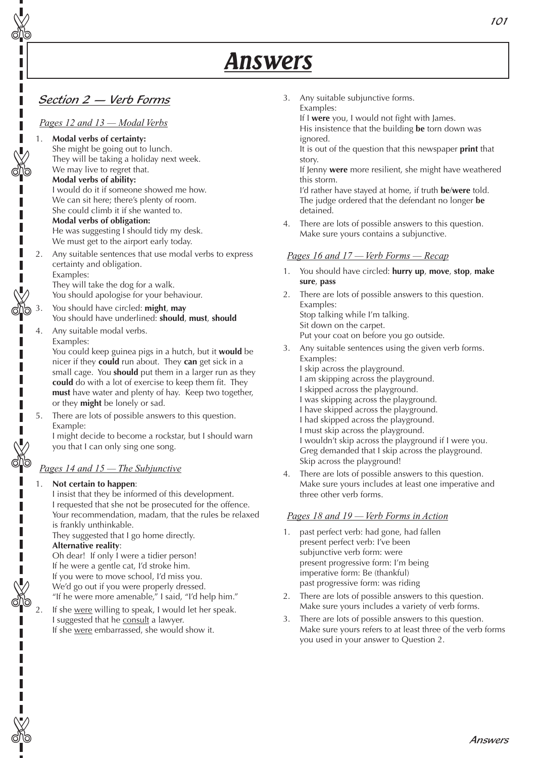# Answers

## Section 2 — Verb Forms

### Pages 12 and 13 — Modal Verbs

1. **Modal verbs of certainty:**
   She might be going out to lunch.
   They will be taking a holiday next week.
   We may live to regret that.
   **Modal verbs of ability:**
   I would do it if someone showed me how.
   We can sit here; there's plenty of room.
   She could climb it if she wanted to.
   **Modal verbs of obligation:**
   He was suggesting I should tidy my desk.
   We must get to the airport early today.
2. Any suitable sentences that use modal verbs to express certainty and obligation.
   Examples:
   They will take the dog for a walk.
   You should apologise for your behaviour.
3. You should have circled: **might**, **may**
   You should have underlined: **should**, **must**, **should**
4. Any suitable modal verbs.
   Examples:
   You could keep guinea pigs in a hutch, but it **would** be nicer if they **could** run about. They **can** get sick in a small cage. You **should** put them in a larger run as they **could** do with a lot of exercise to keep them fit. They **must** have water and plenty of hay. Keep two together, or they **might** be lonely or sad.
5. There are lots of possible answers to this question.
   Example:
   I might decide to become a rockstar, but I should warn you that I can only sing one song.

### Pages 14 and 15 — The Subjunctive

1. **Not certain to happen**:
   I insist that they be informed of this development.
   I requested that she not be prosecuted for the offence.
   Your recommendation, madam, that the rules be relaxed is frankly unthinkable.
   They suggested that I go home directly.
   **Alternative reality**:
   Oh dear! If only I were a tidier person!
   If he were a gentle cat, I'd stroke him.
   If you were to move school, I'd miss you.
   We'd go out if you were properly dressed.
   "If he were more amenable," I said, "I'd help him."
2. If she <u>were</u> willing to speak, I would let her speak.
   I suggested that he <u>consult</u> a lawyer.
   If she <u>were</u> embarrassed, she would show it.
3. Any suitable subjunctive forms.
   Examples:
   If I **were** you, I would not fight with James.
   His insistence that the building **be** torn down was ignored.
   It is out of the question that this newspaper **print** that story.
   If Jenny **were** more resilient, she might have weathered this storm.
   I'd rather have stayed at home, if truth **be**/**were** told.
   The judge ordered that the defendant no longer **be** detained.
4. There are lots of possible answers to this question. Make sure yours contains a subjunctive.

### Pages 16 and 17 — Verb Forms — Recap

1. You should have circled: **hurry up**, **move**, **stop**, **make sure**, **pass**
2. There are lots of possible answers to this question.
   Examples:
   Stop talking while I'm talking.
   Sit down on the carpet.
   Put your coat on before you go outside.
3. Any suitable sentences using the given verb forms.
   Examples:
   I skip across the playground.
   I am skipping across the playground.
   I skipped across the playground.
   I was skipping across the playground.
   I have skipped across the playground.
   I had skipped across the playground.
   I must skip across the playground.
   I wouldn't skip across the playground if I were you.
   Greg demanded that I skip across the playground.
   Skip across the playground!
4. There are lots of possible answers to this question. Make sure yours includes at least one imperative and three other verb forms.

### Pages 18 and 19 — Verb Forms in Action

1. past perfect verb: had gone, had fallen
   present perfect verb: I've been
   subjunctive verb form: were
   present progressive form: I'm being
   imperative form: Be (thankful)
   past progressive form: was riding
2. There are lots of possible answers to this question. Make sure yours includes a variety of verb forms.
3. There are lots of possible answers to this question. Make sure yours refers to at least three of the verb forms you used in your answer to Question 2.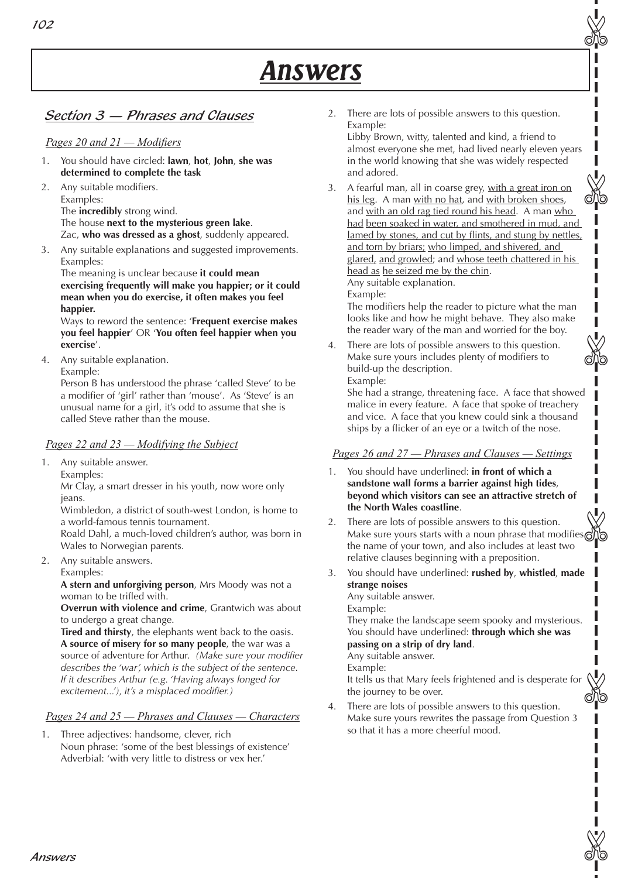# Answers

## Section 3 — Phrases and Clauses

### Pages 20 and 21 — Modifiers

1. You should have circled: **lawn**, **hot**, **John**, **she was determined to complete the task**
2. Any suitable modifiers.
   Examples:
   The **incredibly** strong wind.
   The house **next to the mysterious green lake**.
   Zac, **who was dressed as a ghost**, suddenly appeared.
3. Any suitable explanations and suggested improvements.
   Examples:
   The meaning is unclear because **it could mean exercising frequently will make you happier; or it could mean when you do exercise, it often makes you feel happier.**
   Ways to reword the sentence: '**Frequent exercise makes you feel happier**' OR '**You often feel happier when you exercise**'.
4. Any suitable explanation.
   Example:
   Person B has understood the phrase 'called Steve' to be a modifier of 'girl' rather than 'mouse'. As 'Steve' is an unusual name for a girl, it's odd to assume that she is called Steve rather than the mouse.

### Pages 22 and 23 — Modifying the Subject

1. Any suitable answer.
   Examples:
   Mr Clay, a smart dresser in his youth, now wore only jeans.
   Wimbledon, a district of south-west London, is home to a world-famous tennis tournament.
   Roald Dahl, a much-loved children's author, was born in Wales to Norwegian parents.
2. Any suitable answers.
   Examples:
   **A stern and unforgiving person**, Mrs Moody was not a woman to be trifled with.
   **Overrun with violence and crime**, Grantwich was about to undergo a great change.
   **Tired and thirsty**, the elephants went back to the oasis.
   **A source of misery for so many people**, the war was a source of adventure for Arthur. *(Make sure your modifier describes the 'war', which is the subject of the sentence. If it describes Arthur (e.g. 'Having always longed for excitement...'), it's a misplaced modifier.)*

### Pages 24 and 25 — Phrases and Clauses — Characters

1. Three adjectives: handsome, clever, rich
   Noun phrase: 'some of the best blessings of existence'
   Adverbial: 'with very little to distress or vex her.'
2. There are lots of possible answers to this question.
   Example:
   Libby Brown, witty, talented and kind, a friend to almost everyone she met, had lived nearly eleven years in the world knowing that she was widely respected and adored.
3. A fearful man, all in coarse grey, <u>with a great iron on his leg</u>. A man <u>with no hat</u>, and <u>with broken shoes</u>, and <u>with an old rag tied round his head</u>. A man <u>who had</u> <u>been soaked in water, and smothered in mud, and lamed by stones, and cut by flints, and stung by nettles, and torn by briars;</u> <u>who limped, and shivered, and glared, and growled</u>; and <u>whose teeth chattered in his head as</u> <u>he seized me by the chin</u>.
   Any suitable explanation.
   Example:
   The modifiers help the reader to picture what the man looks like and how he might behave. They also make the reader wary of the man and worried for the boy.
4. There are lots of possible answers to this question. Make sure yours includes plenty of modifiers to build-up the description.
   Example:
   She had a strange, threatening face. A face that showed malice in every feature. A face that spoke of treachery and vice. A face that you knew could sink a thousand ships by a flicker of an eye or a twitch of the nose.

### Pages 26 and 27 — Phrases and Clauses — Settings

1. You should have underlined: **in front of which a sandstone wall forms a barrier against high tides**, **beyond which visitors can see an attractive stretch of the North Wales coastline**.
2. There are lots of possible answers to this question. Make sure yours starts with a noun phrase that modifies the name of your town, and also includes at least two relative clauses beginning with a preposition.
3. You should have underlined: **rushed by**, **whistled**, **made strange noises**
   Any suitable answer.
   Example:
   They make the landscape seem spooky and mysterious.
   You should have underlined: **through which she was passing on a strip of dry land**.
   Any suitable answer.
   Example:
   It tells us that Mary feels frightened and is desperate for the journey to be over.
4. There are lots of possible answers to this question. Make sure yours rewrites the passage from Question 3 so that it has a more cheerful mood.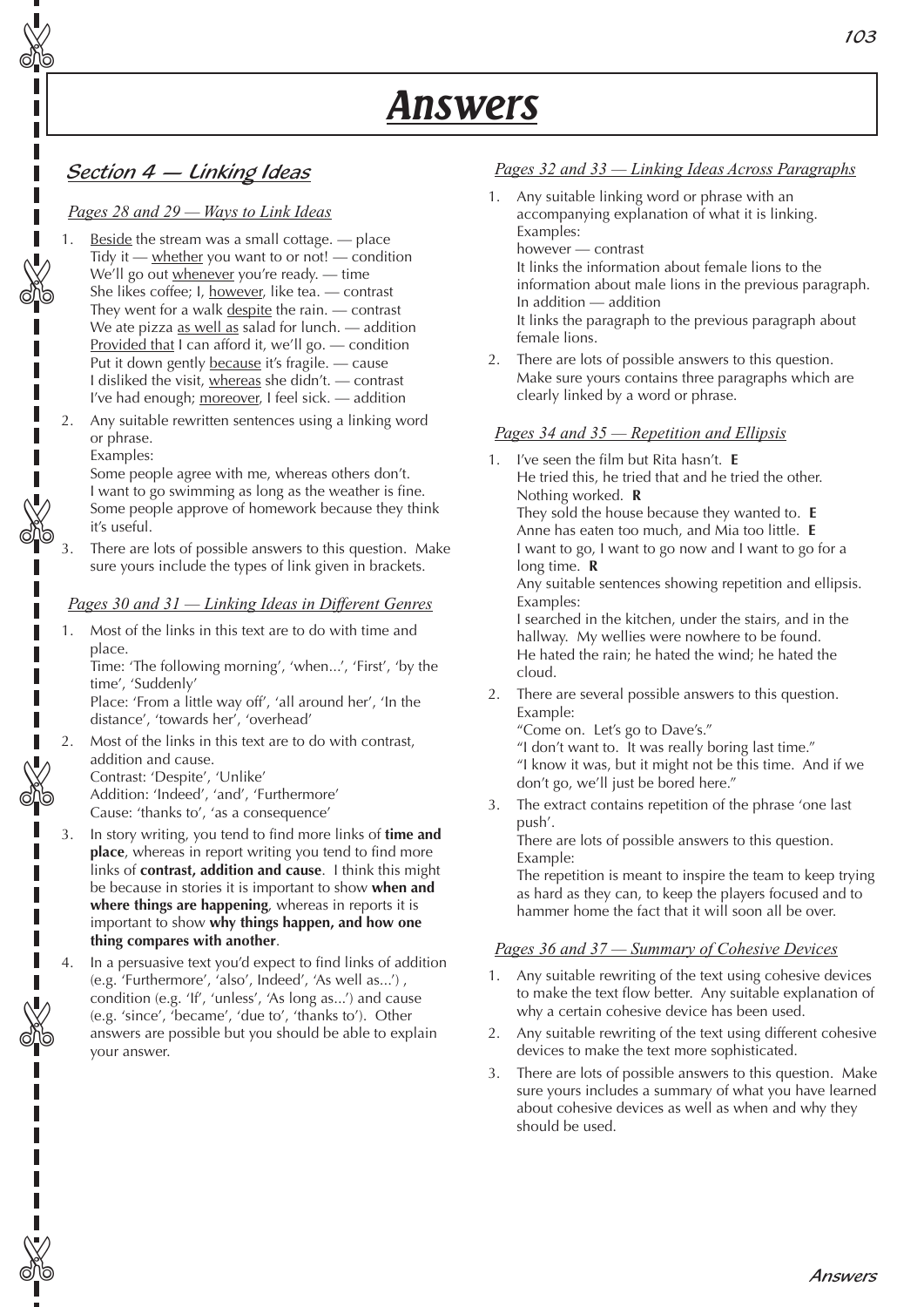# Answers

## Section 4 — Linking Ideas

### Pages 28 and 29 — Ways to Link Ideas

1. Beside the stream was a small cottage. — place
   Tidy it — whether you want to or not! — condition
   We'll go out whenever you're ready. — time
   She likes coffee; I, however, like tea. — contrast
   They went for a walk despite the rain. — contrast
   We ate pizza as well as salad for lunch. — addition
   Provided that I can afford it, we'll go. — condition
   Put it down gently because it's fragile. — cause
   I disliked the visit, whereas she didn't. — contrast
   I've had enough; moreover, I feel sick. — addition
2. Any suitable rewritten sentences using a linking word or phrase.
   Examples:
   Some people agree with me, whereas others don't.
   I want to go swimming as long as the weather is fine.
   Some people approve of homework because they think it's useful.
3. There are lots of possible answers to this question. Make sure yours include the types of link given in brackets.

### Pages 30 and 31 — Linking Ideas in Different Genres

1. Most of the links in this text are to do with time and place.
   Time: 'The following morning', 'when...', 'First', 'by the time', 'Suddenly'
   Place: 'From a little way off', 'all around her', 'In the distance', 'towards her', 'overhead'
2. Most of the links in this text are to do with contrast, addition and cause.
   Contrast: 'Despite', 'Unlike'
   Addition: 'Indeed', 'and', 'Furthermore'
   Cause: 'thanks to', 'as a consequence'
3. In story writing, you tend to find more links of **time and place**, whereas in report writing you tend to find more links of **contrast, addition and cause**. I think this might be because in stories it is important to show **when and where things are happening**, whereas in reports it is important to show **why things happen, and how one thing compares with another**.
4. In a persuasive text you'd expect to find links of addition (e.g. 'Furthermore', 'also', Indeed', 'As well as...') , condition (e.g. 'If', 'unless', 'As long as...') and cause (e.g. 'since', 'became', 'due to', 'thanks to'). Other answers are possible but you should be able to explain your answer.

### Pages 32 and 33 — Linking Ideas Across Paragraphs

1. Any suitable linking word or phrase with an accompanying explanation of what it is linking.
   Examples:
   however — contrast
   It links the information about female lions to the information about male lions in the previous paragraph.
   In addition — addition
   It links the paragraph to the previous paragraph about female lions.
2. There are lots of possible answers to this question. Make sure yours contains three paragraphs which are clearly linked by a word or phrase.

### Pages 34 and 35 — Repetition and Ellipsis

1. I've seen the film but Rita hasn't. **E**
   He tried this, he tried that and he tried the other. Nothing worked. **R**
   They sold the house because they wanted to. **E**
   Anne has eaten too much, and Mia too little. **E**
   I want to go, I want to go now and I want to go for a long time. **R**
   Any suitable sentences showing repetition and ellipsis.
   Examples:
   I searched in the kitchen, under the stairs, and in the hallway. My wellies were nowhere to be found.
   He hated the rain; he hated the wind; he hated the cloud.
2. There are several possible answers to this question.
   Example:
   "Come on. Let's go to Dave's."
   "I don't want to. It was really boring last time."
   "I know it was, but it might not be this time. And if we don't go, we'll just be bored here."
3. The extract contains repetition of the phrase 'one last push'.
   There are lots of possible answers to this question.
   Example:
   The repetition is meant to inspire the team to keep trying as hard as they can, to keep the players focused and to hammer home the fact that it will soon all be over.

### Pages 36 and 37 — Summary of Cohesive Devices

1. Any suitable rewriting of the text using cohesive devices to make the text flow better. Any suitable explanation of why a certain cohesive device has been used.
2. Any suitable rewriting of the text using different cohesive devices to make the text more sophisticated.
3. There are lots of possible answers to this question. Make sure yours includes a summary of what you have learned about cohesive devices as well as when and why they should be used.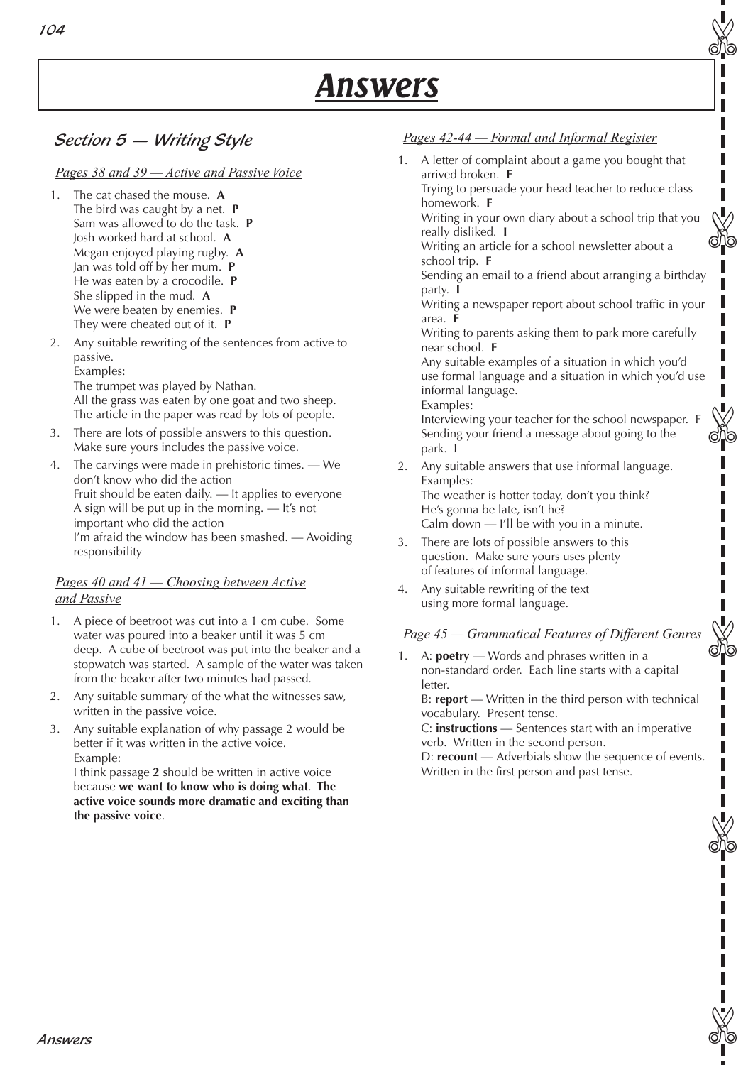# Answers

## Section 5 — Writing Style

### *Pages 38 and 39 — Active and Passive Voice*

1. The cat chased the mouse. **A**
   The bird was caught by a net. **P**
   Sam was allowed to do the task. **P**
   Josh worked hard at school. **A**
   Megan enjoyed playing rugby. **A**
   Jan was told off by her mum. **P**
   He was eaten by a crocodile. **P**
   She slipped in the mud. **A**
   We were beaten by enemies. **P**
   They were cheated out of it. **P**
2. Any suitable rewriting of the sentences from active to passive.
   Examples:
   The trumpet was played by Nathan.
   All the grass was eaten by one goat and two sheep.
   The article in the paper was read by lots of people.
3. There are lots of possible answers to this question. Make sure yours includes the passive voice.
4. The carvings were made in prehistoric times. — We don't know who did the action
   Fruit should be eaten daily. — It applies to everyone
   A sign will be put up in the morning. — It's not important who did the action
   I'm afraid the window has been smashed. — Avoiding responsibility

### *Pages 40 and 41 — Choosing between Active and Passive*

1. A piece of beetroot was cut into a 1 cm cube. Some water was poured into a beaker until it was 5 cm deep. A cube of beetroot was put into the beaker and a stopwatch was started. A sample of the water was taken from the beaker after two minutes had passed.
2. Any suitable summary of the what the witnesses saw, written in the passive voice.
3. Any suitable explanation of why passage 2 would be better if it was written in the active voice.
   Example:
   I think passage **2** should be written in active voice because **we want to know who is doing what**. **The active voice sounds more dramatic and exciting than the passive voice**.

### *Pages 42-44 — Formal and Informal Register*

1. A letter of complaint about a game you bought that arrived broken. **F**
   Trying to persuade your head teacher to reduce class homework. **F**
   Writing in your own diary about a school trip that you really disliked. **I**
   Writing an article for a school newsletter about a school trip. **F**
   Sending an email to a friend about arranging a birthday party. **I**
   Writing a newspaper report about school traffic in your area. **F**
   Writing to parents asking them to park more carefully near school. **F**
   Any suitable examples of a situation in which you'd use formal language and a situation in which you'd use informal language.
   Examples:
   Interviewing your teacher for the school newspaper. F
   Sending your friend a message about going to the park. I
2. Any suitable answers that use informal language.
   Examples:
   The weather is hotter today, don't you think?
   He's gonna be late, isn't he?
   Calm down — I'll be with you in a minute.
3. There are lots of possible answers to this question. Make sure yours uses plenty of features of informal language.
4. Any suitable rewriting of the text using more formal language.

### *Page 45 — Grammatical Features of Different Genres*

1. A: **poetry** — Words and phrases written in a non-standard order. Each line starts with a capital letter.
   B: **report** — Written in the third person with technical vocabulary. Present tense.
   C: **instructions** — Sentences start with an imperative verb. Written in the second person.
   D: **recount** — Adverbials show the sequence of events. Written in the first person and past tense.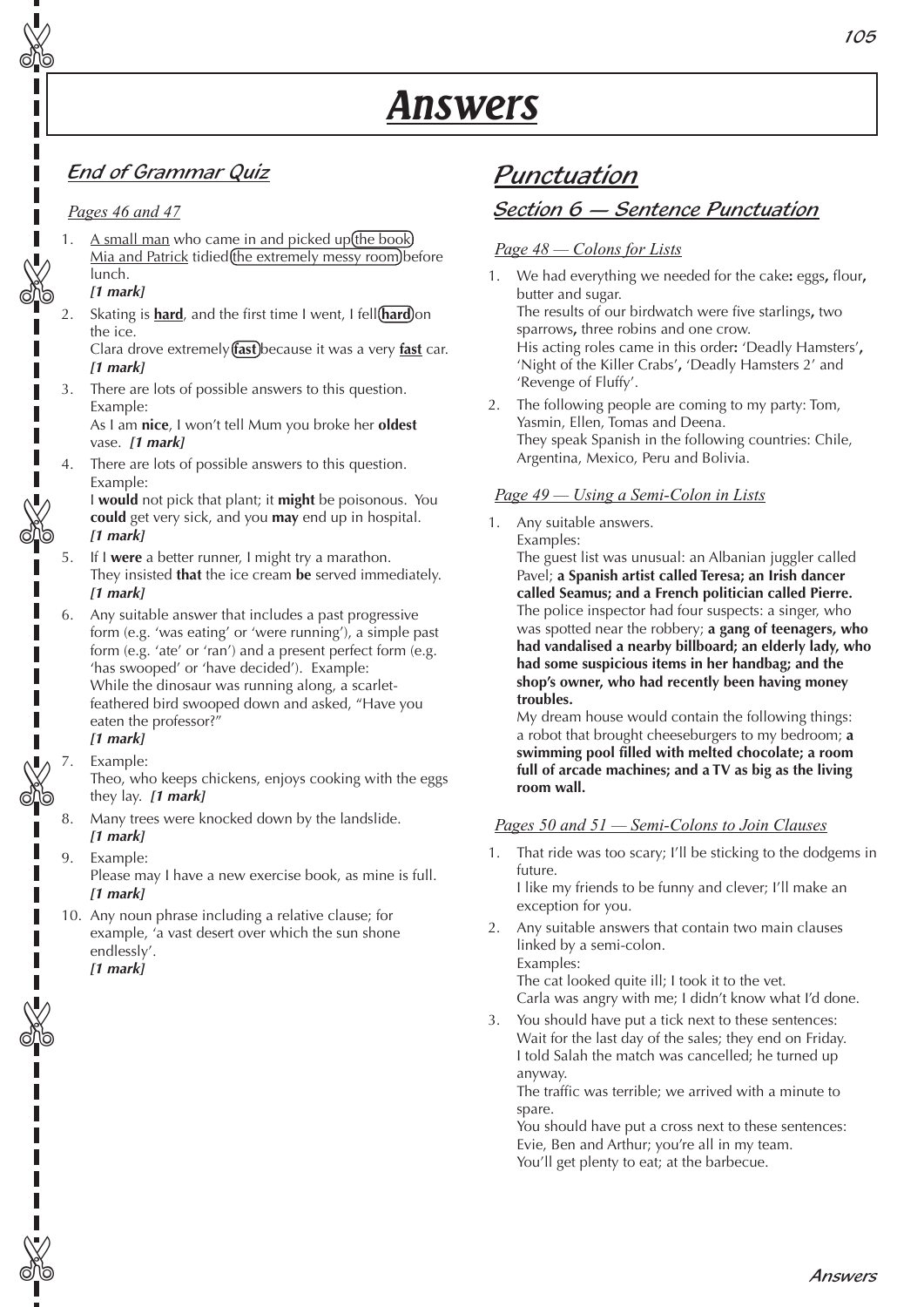# Answers

## End of Grammar Quiz

*Pages 46 and 47*

1. A small man who came in and picked up (the book)
   Mia and Patrick tidied (the extremely messy room) before lunch.
   ***[1 mark]***
2. Skating is **hard**, and the first time I went, I fell (**hard**) on the ice.
   Clara drove extremely (**fast**) because it was a very **fast** car.
   ***[1 mark]***
3. There are lots of possible answers to this question. Example:
   As I am **nice**, I won't tell Mum you broke her **oldest** vase. ***[1 mark]***
4. There are lots of possible answers to this question. Example:
   I **would** not pick that plant; it **might** be poisonous. You **could** get very sick, and you **may** end up in hospital.
   ***[1 mark]***
5. If I **were** a better runner, I might try a marathon.
   They insisted **that** the ice cream **be** served immediately.
   ***[1 mark]***
6. Any suitable answer that includes a past progressive form (e.g. 'was eating' or 'were running'), a simple past form (e.g. 'ate' or 'ran') and a present perfect form (e.g. 'has swooped' or 'have decided'). Example:
   While the dinosaur was running along, a scarlet-feathered bird swooped down and asked, "Have you eaten the professor?"
   ***[1 mark]***
7. Example:
   Theo, who keeps chickens, enjoys cooking with the eggs they lay. ***[1 mark]***
8. Many trees were knocked down by the landslide.
   ***[1 mark]***
9. Example:
   Please may I have a new exercise book, as mine is full.
   ***[1 mark]***
10. Any noun phrase including a relative clause; for example, 'a vast desert over which the sun shone endlessly'.
    ***[1 mark]***

# Punctuation

## Section 6 — Sentence Punctuation

*Page 48 — Colons for Lists*

1. We had everything we needed for the cake**:** eggs**,** flour**,** butter and sugar.
   The results of our birdwatch were five starlings**,** two sparrows**,** three robins and one crow.
   His acting roles came in this order**:** 'Deadly Hamsters'**,** 'Night of the Killer Crabs'**,** 'Deadly Hamsters 2' and 'Revenge of Fluffy'.
2. The following people are coming to my party: Tom, Yasmin, Ellen, Tomas and Deena.
   They speak Spanish in the following countries: Chile, Argentina, Mexico, Peru and Bolivia.

*Page 49 — Using a Semi-Colon in Lists*

1. Any suitable answers.
   Examples:
   The guest list was unusual: an Albanian juggler called Pavel; **a Spanish artist called Teresa; an Irish dancer called Seamus; and a French politician called Pierre.**
   The police inspector had four suspects: a singer, who was spotted near the robbery; **a gang of teenagers, who had vandalised a nearby billboard; an elderly lady, who had some suspicious items in her handbag; and the shop's owner, who had recently been having money troubles.**
   My dream house would contain the following things: a robot that brought cheeseburgers to my bedroom; **a swimming pool filled with melted chocolate; a room full of arcade machines; and a TV as big as the living room wall.**

*Pages 50 and 51 — Semi-Colons to Join Clauses*

1. That ride was too scary; I'll be sticking to the dodgems in future.
   I like my friends to be funny and clever; I'll make an exception for you.
2. Any suitable answers that contain two main clauses linked by a semi-colon.
   Examples:
   The cat looked quite ill; I took it to the vet.
   Carla was angry with me; I didn't know what I'd done.
3. You should have put a tick next to these sentences:
   Wait for the last day of the sales; they end on Friday.
   I told Salah the match was cancelled; he turned up anyway.
   The traffic was terrible; we arrived with a minute to spare.
   You should have put a cross next to these sentences:
   Evie, Ben and Arthur; you're all in my team.
   You'll get plenty to eat; at the barbecue.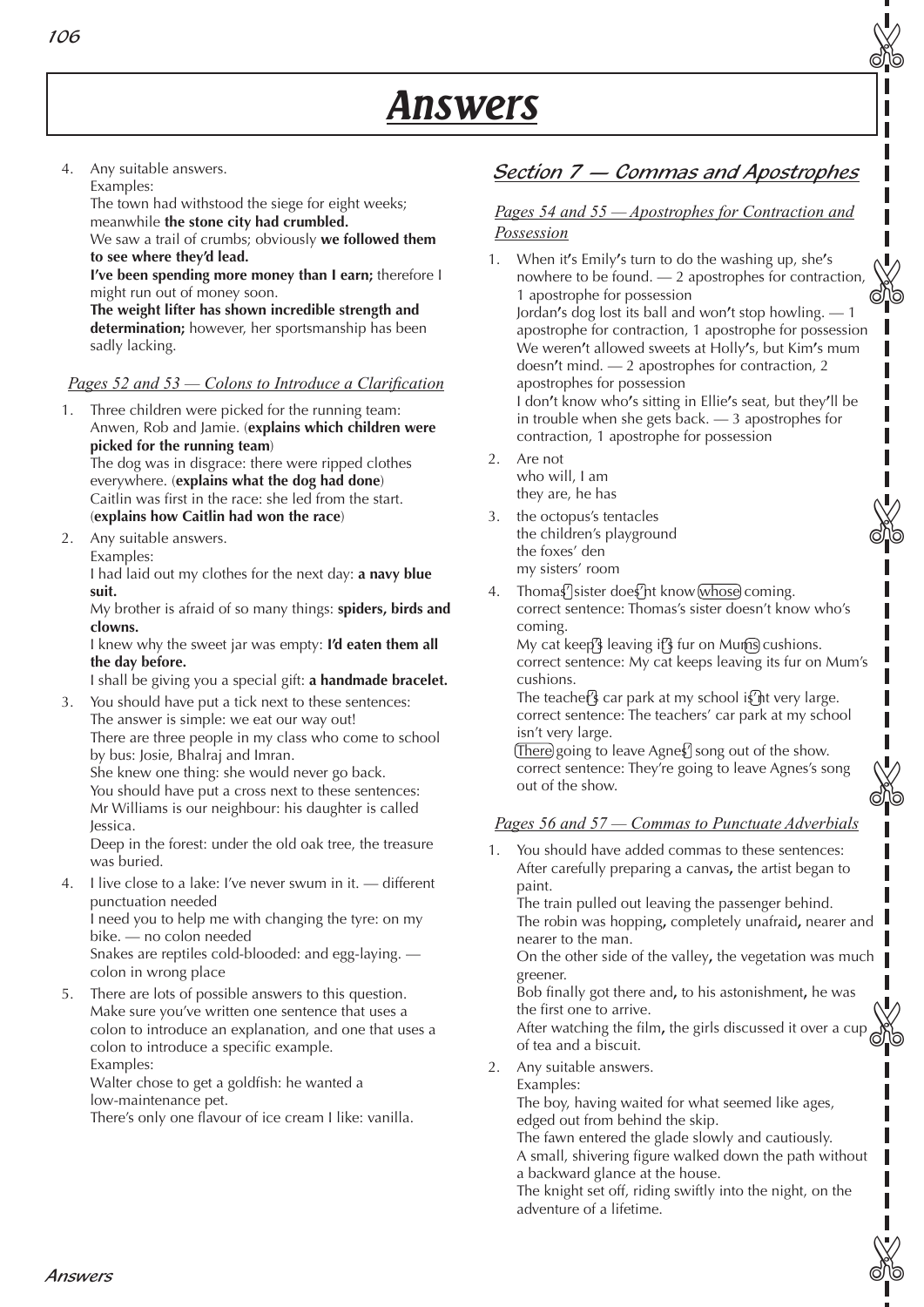# Answers

4. Any suitable answers.
   Examples:
   The town had withstood the siege for eight weeks; meanwhile **the stone city had crumbled.**
   We saw a trail of crumbs; obviously **we followed them to see where they'd lead.**
   **I've been spending more money than I earn;** therefore I might run out of money soon.
   **The weight lifter has shown incredible strength and determination;** however, her sportsmanship has been sadly lacking.

*Pages 52 and 53 — Colons to Introduce a Clarification*

1. Three children were picked for the running team: Anwen, Rob and Jamie. (**explains which children were picked for the running team**)
   The dog was in disgrace: there were ripped clothes everywhere. (**explains what the dog had done**)
   Caitlin was first in the race: she led from the start. (**explains how Caitlin had won the race**)
2. Any suitable answers.
   Examples:
   I had laid out my clothes for the next day: **a navy blue suit.**
   My brother is afraid of so many things: **spiders, birds and clowns.**
   I knew why the sweet jar was empty: **I'd eaten them all the day before.**
   I shall be giving you a special gift: **a handmade bracelet.**
3. You should have put a tick next to these sentences:
   The answer is simple: we eat our way out!
   There are three people in my class who come to school by bus: Josie, Bhalraj and Imran.
   She knew one thing: she would never go back.
   You should have put a cross next to these sentences:
   Mr Williams is our neighbour: his daughter is called Jessica.
   Deep in the forest: under the old oak tree, the treasure was buried.
4. I live close to a lake: I've never swum in it. — different punctuation needed
   I need you to help me with changing the tyre: on my bike. — no colon needed
   Snakes are reptiles cold-blooded: and egg-laying. — colon in wrong place
5. There are lots of possible answers to this question. Make sure you've written one sentence that uses a colon to introduce an explanation, and one that uses a colon to introduce a specific example.
   Examples:
   Walter chose to get a goldfish: he wanted a low-maintenance pet.
   There's only one flavour of ice cream I like: vanilla.

## Section 7 — Commas and Apostrophes

*Pages 54 and 55 — Apostrophes for Contraction and Possession*

1. When it**'**s Emily**'**s turn to do the washing up, she**'**s nowhere to be found. — 2 apostrophes for contraction, 1 apostrophe for possession
   Jordan**'**s dog lost its ball and won**'**t stop howling. — 1 apostrophe for contraction, 1 apostrophe for possession
   We weren**'**t allowed sweets at Holly**'**s, but Kim**'**s mum doesn**'**t mind. — 2 apostrophes for contraction, 2 apostrophes for possession
   I don**'**t know who**'**s sitting in Ellie**'**s seat, but they**'**ll be in trouble when she gets back. — 3 apostrophes for contraction, 1 apostrophe for possession
2. Are not
   who will, I am
   they are, he has
3. the octopus's tentacles
   the children's playground
   the foxes' den
   my sisters' room
4. Thomas' sister does'nt know whose coming.
   correct sentence: Thomas's sister doesn't know who's coming.
   My cat keep's leaving it's fur on Mums cushions.
   correct sentence: My cat keeps leaving its fur on Mum's cushions.
   The teacher's car park at my school is'nt very large.
   correct sentence: The teachers' car park at my school isn't very large.
   There going to leave Agnes' song out of the show.
   correct sentence: They're going to leave Agnes's song out of the show.

*Pages 56 and 57 — Commas to Punctuate Adverbials*

1. You should have added commas to these sentences:
   After carefully preparing a canvas**,** the artist began to paint.
   The train pulled out leaving the passenger behind.
   The robin was hopping**,** completely unafraid**,** nearer and nearer to the man.
   On the other side of the valley**,** the vegetation was much greener.
   Bob finally got there and**,** to his astonishment**,** he was the first one to arrive.
   After watching the film**,** the girls discussed it over a cup of tea and a biscuit.
2. Any suitable answers.
   Examples:
   The boy, having waited for what seemed like ages, edged out from behind the skip.
   The fawn entered the glade slowly and cautiously.
   A small, shivering figure walked down the path without a backward glance at the house.
   The knight set off, riding swiftly into the night, on the adventure of a lifetime.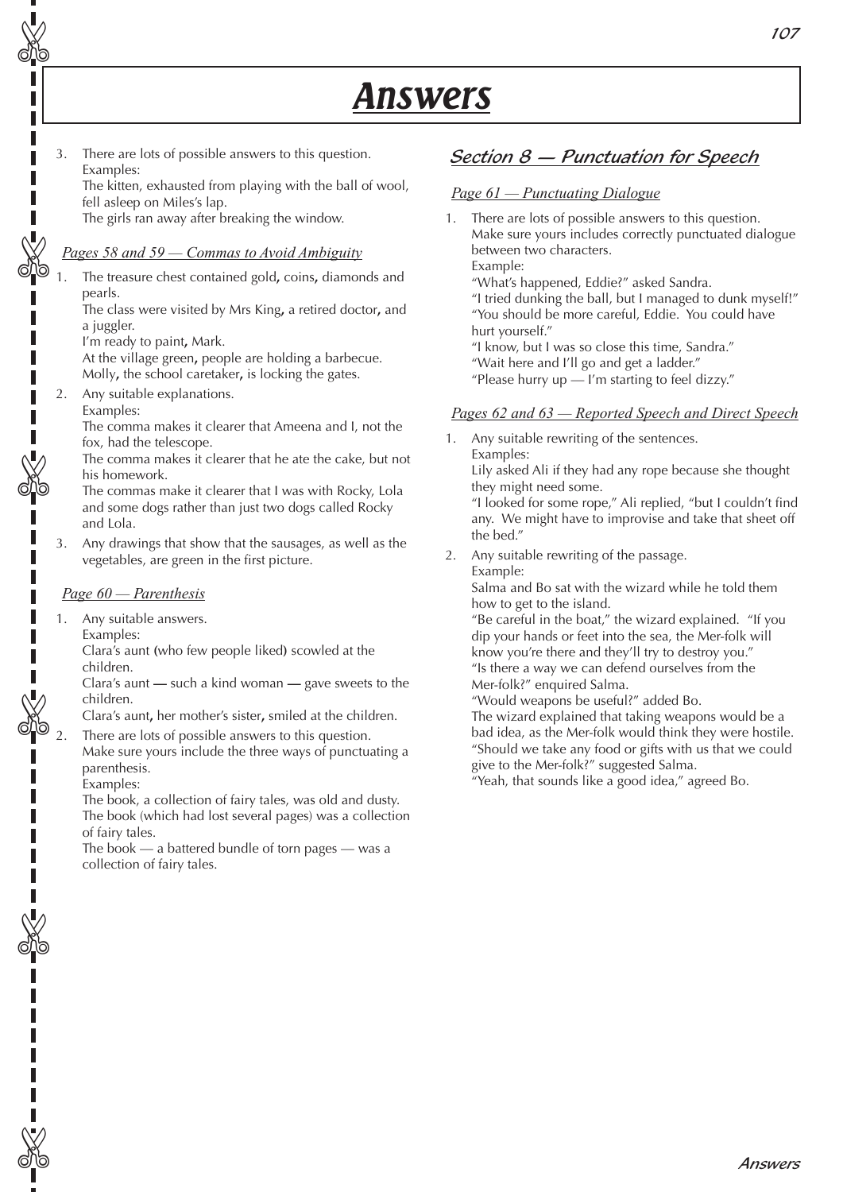# Answers

3. There are lots of possible answers to this question. Examples:
   The kitten, exhausted from playing with the ball of wool, fell asleep on Miles's lap.
   The girls ran away after breaking the window.

### Pages 58 and 59 — Commas to Avoid Ambiguity

1. The treasure chest contained gold**,** coins**,** diamonds and pearls.
   The class were visited by Mrs King**,** a retired doctor**,** and a juggler.
   I'm ready to paint**,** Mark.
   At the village green**,** people are holding a barbecue.
   Molly**,** the school caretaker**,** is locking the gates.
2. Any suitable explanations.
   Examples:
   The comma makes it clearer that Ameena and I, not the fox, had the telescope.
   The comma makes it clearer that he ate the cake, but not his homework.
   The commas make it clearer that I was with Rocky, Lola and some dogs rather than just two dogs called Rocky and Lola.
3. Any drawings that show that the sausages, as well as the vegetables, are green in the first picture.

### Page 60 — Parenthesis

1. Any suitable answers.
   Examples:
   Clara's aunt **(**who few people liked**)** scowled at the children.
   Clara's aunt **—** such a kind woman **—** gave sweets to the children.
   Clara's aunt**,** her mother's sister**,** smiled at the children.
2. There are lots of possible answers to this question. Make sure yours include the three ways of punctuating a parenthesis.
   Examples:
   The book, a collection of fairy tales, was old and dusty.
   The book (which had lost several pages) was a collection of fairy tales.
   The book — a battered bundle of torn pages — was a collection of fairy tales.

## Section 8 — Punctuation for Speech

### Page 61 — Punctuating Dialogue

1. There are lots of possible answers to this question. Make sure yours includes correctly punctuated dialogue between two characters.
   Example:
   "What's happened, Eddie?" asked Sandra.
   "I tried dunking the ball, but I managed to dunk myself!"
   "You should be more careful, Eddie. You could have hurt yourself."
   "I know, but I was so close this time, Sandra."
   "Wait here and I'll go and get a ladder."
   "Please hurry up — I'm starting to feel dizzy."

### Pages 62 and 63 — Reported Speech and Direct Speech

1. Any suitable rewriting of the sentences.
   Examples:
   Lily asked Ali if they had any rope because she thought they might need some.
   "I looked for some rope," Ali replied, "but I couldn't find any. We might have to improvise and take that sheet off the bed."
2. Any suitable rewriting of the passage.
   Example:
   Salma and Bo sat with the wizard while he told them how to get to the island.
   "Be careful in the boat," the wizard explained. "If you dip your hands or feet into the sea, the Mer-folk will know you're there and they'll try to destroy you."
   "Is there a way we can defend ourselves from the Mer-folk?" enquired Salma.
   "Would weapons be useful?" added Bo.
   The wizard explained that taking weapons would be a bad idea, as the Mer-folk would think they were hostile.
   "Should we take any food or gifts with us that we could give to the Mer-folk?" suggested Salma.
   "Yeah, that sounds like a good idea," agreed Bo.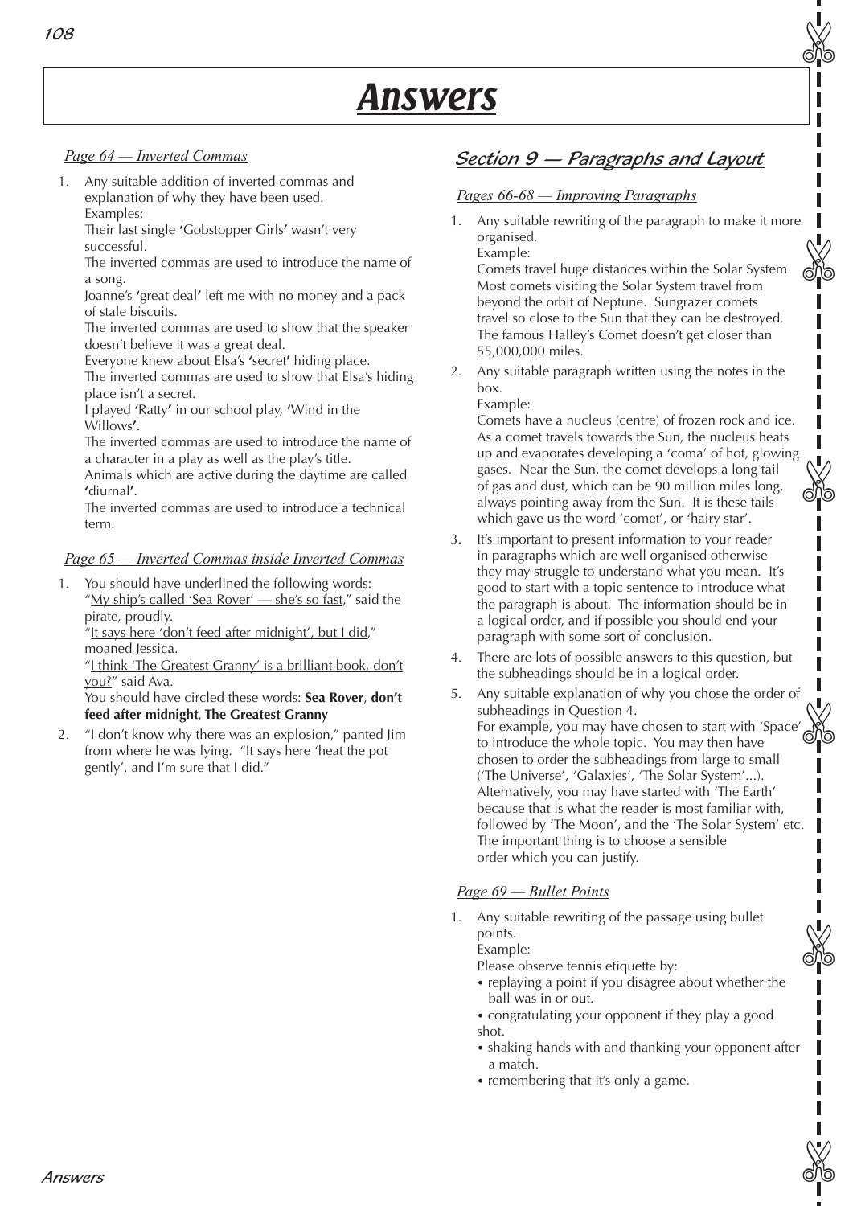# Answers

*Page 64 — Inverted Commas*

1. Any suitable addition of inverted commas and explanation of why they have been used.
   Examples:
   Their last single **'**Gobstopper Girls**'** wasn't very successful.
   The inverted commas are used to introduce the name of a song.
   Joanne's **'**great deal**'** left me with no money and a pack of stale biscuits.
   The inverted commas are used to show that the speaker doesn't believe it was a great deal.
   Everyone knew about Elsa's **'**secret**'** hiding place.
   The inverted commas are used to show that Elsa's hiding place isn't a secret.
   I played **'**Ratty**'** in our school play, **'**Wind in the Willows**'**.
   The inverted commas are used to introduce the name of a character in a play as well as the play's title.
   Animals which are active during the daytime are called **'**diurnal**'**.
   The inverted commas are used to introduce a technical term.

*Page 65 — Inverted Commas inside Inverted Commas*

1. You should have underlined the following words:
   "<u>My ship's called 'Sea Rover' — she's so fast</u>," said the pirate, proudly.
   "<u>It says here 'don't feed after midnight', but I did</u>," moaned Jessica.
   "<u>I think 'The Greatest Granny' is a brilliant book, don't you?</u>" said Ava.
   You should have circled these words: **Sea Rover**, **don't feed after midnight**, **The Greatest Granny**
2. "I don't know why there was an explosion," panted Jim from where he was lying. "It says here 'heat the pot gently', and I'm sure that I did."

## Section 9 — Paragraphs and Layout

*Pages 66-68 — Improving Paragraphs*

1. Any suitable rewriting of the paragraph to make it more organised.
   Example:
   Comets travel huge distances within the Solar System. Most comets visiting the Solar System travel from beyond the orbit of Neptune. Sungrazer comets travel so close to the Sun that they can be destroyed. The famous Halley's Comet doesn't get closer than 55,000,000 miles.
2. Any suitable paragraph written using the notes in the box.
   Example:
   Comets have a nucleus (centre) of frozen rock and ice. As a comet travels towards the Sun, the nucleus heats up and evaporates developing a 'coma' of hot, glowing gases. Near the Sun, the comet develops a long tail of gas and dust, which can be 90 million miles long, always pointing away from the Sun. It is these tails which gave us the word 'comet', or 'hairy star'.
3. It's important to present information to your reader in paragraphs which are well organised otherwise they may struggle to understand what you mean. It's good to start with a topic sentence to introduce what the paragraph is about. The information should be in a logical order, and if possible you should end your paragraph with some sort of conclusion.
4. There are lots of possible answers to this question, but the subheadings should be in a logical order.
5. Any suitable explanation of why you chose the order of subheadings in Question 4.
   For example, you may have chosen to start with 'Space' to introduce the whole topic. You may then have chosen to order the subheadings from large to small ('The Universe', 'Galaxies', 'The Solar System'...). Alternatively, you may have started with 'The Earth' because that is what the reader is most familiar with, followed by 'The Moon', and the 'The Solar System' etc. The important thing is to choose a sensible order which you can justify.

*Page 69 — Bullet Points*

1. Any suitable rewriting of the passage using bullet points.
   Example:
   Please observe tennis etiquette by:
   - replaying a point if you disagree about whether the ball was in or out.
   - congratulating your opponent if they play a good shot.
   - shaking hands with and thanking your opponent after a match.
   - remembering that it's only a game.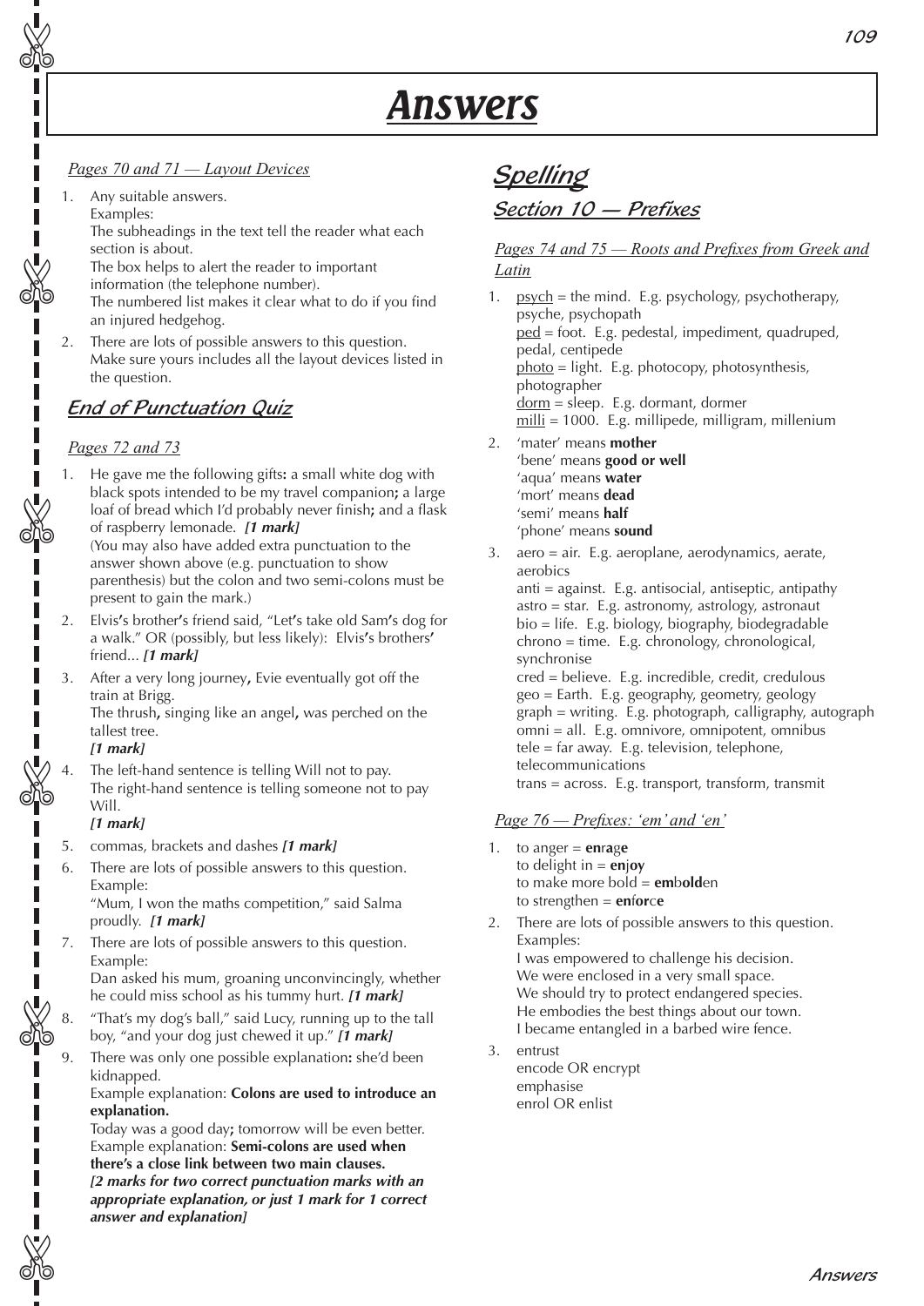# Answers

*Pages 70 and 71 — Layout Devices*

1. Any suitable answers.
   Examples:
   The subheadings in the text tell the reader what each section is about.
   The box helps to alert the reader to important information (the telephone number).
   The numbered list makes it clear what to do if you find an injured hedgehog.
2. There are lots of possible answers to this question. Make sure yours includes all the layout devices listed in the question.

## End of Punctuation Quiz

*Pages 72 and 73*

1. He gave me the following gifts**:** a small white dog with black spots intended to be my travel companion**;** a large loaf of bread which I'd probably never finish**;** and a flask of raspberry lemonade. ***[1 mark]***
   (You may also have added extra punctuation to the answer shown above (e.g. punctuation to show parenthesis) but the colon and two semi-colons must be present to gain the mark.)
2. Elvis**'**s brother**'**s friend said, "Let**'**s take old Sam**'**s dog for a walk." OR (possibly, but less likely): Elvis**'**s brothers**'** friend... ***[1 mark]***
3. After a very long journey**,** Evie eventually got off the train at Brigg.
   The thrush**,** singing like an angel**,** was perched on the tallest tree.
   ***[1 mark]***
4. The left-hand sentence is telling Will not to pay.
   The right-hand sentence is telling someone not to pay Will.
   ***[1 mark]***
5. commas, brackets and dashes ***[1 mark]***
6. There are lots of possible answers to this question.
   Example:
   "Mum, I won the maths competition," said Salma proudly. ***[1 mark]***
7. There are lots of possible answers to this question.
   Example:
   Dan asked his mum, groaning unconvincingly, whether he could miss school as his tummy hurt. ***[1 mark]***
8. "That's my dog's ball," said Lucy, running up to the tall boy, "and your dog just chewed it up." ***[1 mark]***
9. There was only one possible explanation**:** she'd been kidnapped.
   Example explanation: **Colons are used to introduce an explanation.**
   Today was a good day**;** tomorrow will be even better.
   Example explanation: **Semi-colons are used when there's a close link between two main clauses.**
   ***[2 marks for two correct punctuation marks with an appropriate explanation, or just 1 mark for 1 correct answer and explanation]***

# Spelling

## Section 10 — Prefixes

*Pages 74 and 75 — Roots and Prefixes from Greek and Latin*

1. psych = the mind. E.g. psychology, psychotherapy, psyche, psychopath
   ped = foot. E.g. pedestal, impediment, quadruped, pedal, centipede
   photo = light. E.g. photocopy, photosynthesis, photographer
   dorm = sleep. E.g. dormant, dormer
   milli = 1000. E.g. millipede, milligram, millenium
2. 'mater' means **mother**
   'bene' means **good or well**
   'aqua' means **water**
   'mort' means **dead**
   'semi' means **half**
   'phone' means **sound**
3. aero = air. E.g. aeroplane, aerodynamics, aerate, aerobics
   anti = against. E.g. antisocial, antiseptic, antipathy
   astro = star. E.g. astronomy, astrology, astronaut
   bio = life. E.g. biology, biography, biodegradable
   chrono = time. E.g. chronology, chronological, synchronise
   cred = believe. E.g. incredible, credit, credulous
   geo = Earth. E.g. geography, geometry, geology
   graph = writing. E.g. photograph, calligraphy, autograph
   omni = all. E.g. omnivore, omnipotent, omnibus
   tele = far away. E.g. television, telephone, telecommunications
   trans = across. E.g. transport, transform, transmit

*Page 76 — Prefixes: 'em' and 'en'*

1. to anger = **en**r**a**g**e**
   to delight in = **en**j**oy**
   to make more bold = **em**b**old**en
   to strengthen = **en**f**or**c**e**
2. There are lots of possible answers to this question.
   Examples:
   I was empowered to challenge his decision.
   We were enclosed in a very small space.
   We should try to protect endangered species.
   He embodies the best things about our town.
   I became entangled in a barbed wire fence.
3. entrust
   encode OR encrypt
   emphasise
   enrol OR enlist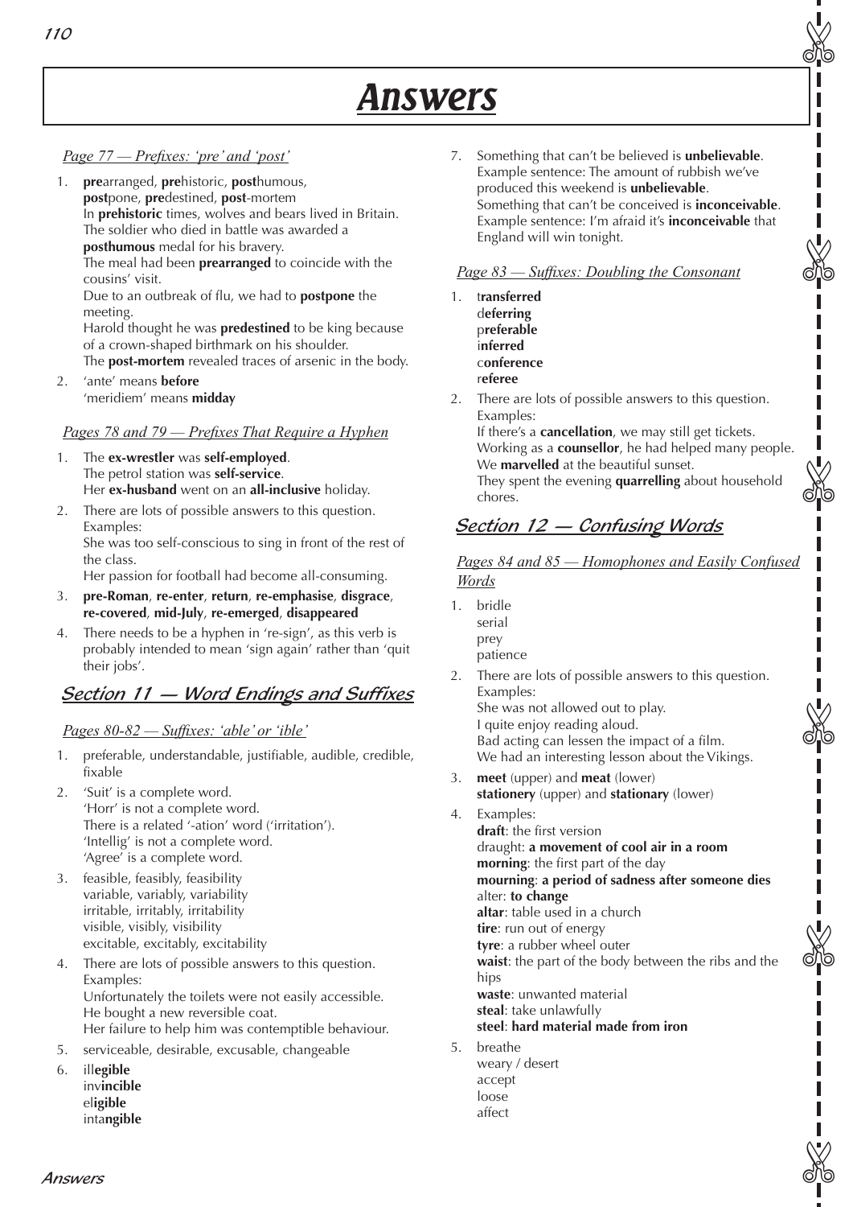# Answers

*Page 77 — Prefixes: 'pre' and 'post'*

1. **pre**arranged, **pre**historic, **post**humous, **post**pone, **pre**destined, **post**-mortem
   In **prehistoric** times, wolves and bears lived in Britain.
   The soldier who died in battle was awarded a **posthumous** medal for his bravery.
   The meal had been **prearranged** to coincide with the cousins' visit.
   Due to an outbreak of flu, we had to **postpone** the meeting.
   Harold thought he was **predestined** to be king because of a crown-shaped birthmark on his shoulder.
   The **post-mortem** revealed traces of arsenic in the body.
2. 'ante' means **before**
   'meridiem' means **midday**

*Pages 78 and 79 — Prefixes That Require a Hyphen*

1. The **ex-wrestler** was **self-employed**.
   The petrol station was **self-service**.
   Her **ex-husband** went on an **all-inclusive** holiday.
2. There are lots of possible answers to this question. Examples:
   She was too self-conscious to sing in front of the rest of the class.
   Her passion for football had become all-consuming.
3. **pre-Roman**, **re-enter**, **return**, **re-emphasise**, **disgrace**, **re-covered**, **mid-July**, **re-emerged**, **disappeared**
4. There needs to be a hyphen in 're-sign', as this verb is probably intended to mean 'sign again' rather than 'quit their jobs'.

## Section 11 — Word Endings and Suffixes

*Pages 80-82 — Suffixes: 'able' or 'ible'*

1. preferable, understandable, justifiable, audible, credible, fixable
2. 'Suit' is a complete word.
   'Horr' is not a complete word.
   There is a related '-ation' word ('irritation').
   'Intellig' is not a complete word.
   'Agree' is a complete word.
3. feasible, feasibly, feasibility
   variable, variably, variability
   irritable, irritably, irritability
   visible, visibly, visibility
   excitable, excitably, excitability
4. There are lots of possible answers to this question. Examples:
   Unfortunately the toilets were not easily accessible.
   He bought a new reversible coat.
   Her failure to help him was contemptible behaviour.
5. serviceable, desirable, excusable, changeable
6. ill**egible**
   inv**incible**
   el**igible**
   inta**ngible**
7. Something that can't be believed is **unbelievable**.
   Example sentence: The amount of rubbish we've produced this weekend is **unbelievable**.
   Something that can't be conceived is **inconceivable**.
   Example sentence: I'm afraid it's **inconceivable** that England will win tonight.

*Page 83 — Suffixes: Doubling the Consonant*

1. t**ransferred**
   d**eferring**
   p**referable**
   i**nferred**
   c**onference**
   r**eferee**
2. There are lots of possible answers to this question. Examples:
   If there's a **cancellation**, we may still get tickets.
   Working as a **counsellor**, he had helped many people.
   We **marvelled** at the beautiful sunset.
   They spent the evening **quarrelling** about household chores.

## Section 12 — Confusing Words

*Pages 84 and 85 — Homophones and Easily Confused Words*

1. bridle
   serial
   prey
   patience
2. There are lots of possible answers to this question. Examples:
   She was not allowed out to play.
   I quite enjoy reading aloud.
   Bad acting can lessen the impact of a film.
   We had an interesting lesson about the Vikings.
3. **meet** (upper) and **meat** (lower)
   **stationery** (upper) and **stationary** (lower)
4. Examples:
   **draft**: the first version
   draught: **a movement of cool air in a room**
   **morning**: the first part of the day
   **mourning**: **a period of sadness after someone dies**
   alter: **to change**
   **altar**: table used in a church
   **tire**: run out of energy
   **tyre**: a rubber wheel outer
   **waist**: the part of the body between the ribs and the hips
   **waste**: unwanted material
   **steal**: take unlawfully
   **steel**: **hard material made from iron**
5. breathe
   weary / desert
   accept
   loose
   affect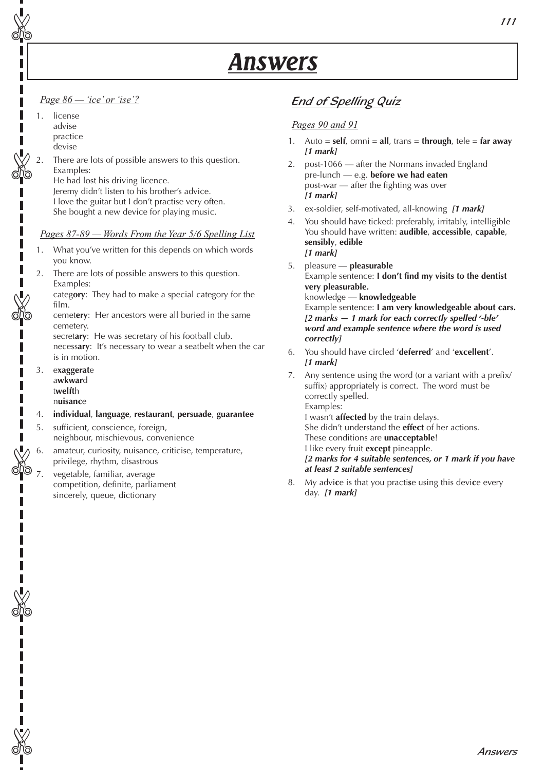# Answers

*Page 86 — 'ice' or 'ise'?*

1. license
   advise
   practice
   devise
2. There are lots of possible answers to this question. Examples:
   He had lost his driving licence.
   Jeremy didn't listen to his brother's advice.
   I love the guitar but I don't practise very often.
   She bought a new device for playing music.

*Pages 87-89 — Words From the Year 5/6 Spelling List*

1. What you've written for this depends on which words you know.
2. There are lots of possible answers to this question. Examples:
   categ**ory**: They had to make a special category for the film.
   cemet**ery**: Her ancestors were all buried in the same cemetery.
   secret**ary**: He was secretary of his football club.
   necess**ary**: It's necessary to wear a seatbelt when the car is in motion.
3. e**xaggerat**e
   a**wkwar**d
   t**welft**h
   n**uisanc**e
4. **individual**, **language**, **restaurant**, **persuade**, **guarantee**
5. sufficient, conscience, foreign,
   neighbour, mischievous, convenience
6. amateur, curiosity, nuisance, criticise, temperature,
   privilege, rhythm, disastrous
7. vegetable, familiar, average
   competition, definite, parliament
   sincerely, queue, dictionary

## End of Spelling Quiz

*Pages 90 and 91*

1. Auto = **self**, omni = **all**, trans = **through**, tele = **far away**
   ***[1 mark]***
2. post-1066 — after the Normans invaded England
   pre-lunch — e.g. **before we had eaten**
   post-war — after the fighting was over
   ***[1 mark]***
3. ex-soldier, self-motivated, all-knowing ***[1 mark]***
4. You should have ticked: preferably, irritably, intelligible
   You should have written: **audible**, **accessible**, **capable**, **sensibly**, **edible**
   ***[1 mark]***
5. pleasure — **pleasurable**
   Example sentence: **I don't find my visits to the dentist very pleasurable.**
   knowledge — **knowledgeable**
   Example sentence: **I am very knowledgeable about cars.**
   ***[2 marks — 1 mark for each correctly spelled '-ble' word and example sentence where the word is used correctly]***
6. You should have circled '**deferred**' and '**excellent**'.
   ***[1 mark]***
7. Any sentence using the word (or a variant with a prefix/suffix) appropriately is correct. The word must be correctly spelled.
   Examples:
   I wasn't **affected** by the train delays.
   She didn't understand the **effect** of her actions.
   These conditions are **unacceptable**!
   I like every fruit **except** pineapple.
   ***[2 marks for 4 suitable sentences, or 1 mark if you have at least 2 suitable sentences]***
8. My advi**c**e is that you practi**s**e using this devi**c**e every day. ***[1 mark]***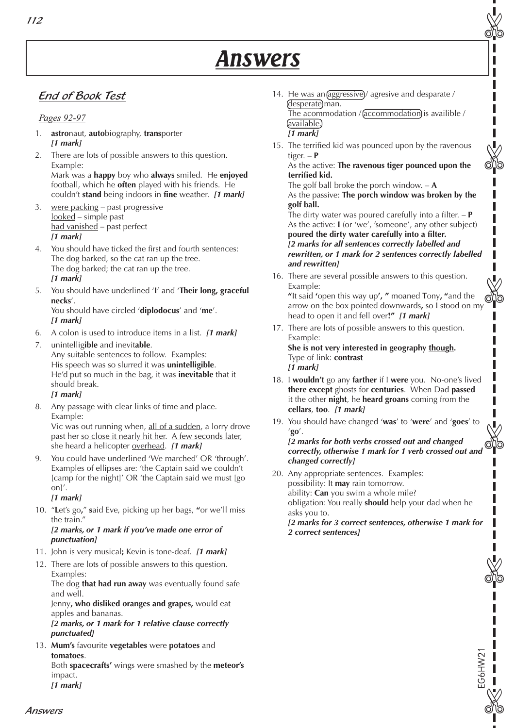# Answers

## End of Book Test

*Pages 92-97*

1. **astro**naut, **auto**biography, **trans**porter
   ***[1 mark]***

2. There are lots of possible answers to this question. Example:
   Mark was a **happy** boy who **always** smiled. He **enjoyed** football, which he **often** played with his friends. He couldn't **stand** being indoors in **fine** weather. ***[1 mark]***

3. were packing – past progressive
   looked – simple past
   had vanished – past perfect
   ***[1 mark]***

4. You should have ticked the first and fourth sentences:
   The dog barked, so the cat ran up the tree.
   The dog barked; the cat ran up the tree.
   ***[1 mark]***

5. You should have underlined '**I**' and '**Their long, graceful necks**'.
   You should have circled '**diplodocus**' and '**me**'.
   ***[1 mark]***

6. A colon is used to introduce items in a list. ***[1 mark]***

7. unintelligi**ble** and inevit**able**.
   Any suitable sentences to follow. Examples:
   His speech was so slurred it was **unintelligible**.
   He'd put so much in the bag, it was **inevitable** that it should break.
   ***[1 mark]***

8. Any passage with clear links of time and place. Example:
   Vic was out running when, all of a sudden, a lorry drove past her so close it nearly hit her. A few seconds later, she heard a helicopter overhead. ***[1 mark]***

9. You could have underlined 'We marched' OR 'through'. Examples of ellipses are: 'the Captain said we couldn't [camp for the night]' OR 'the Captain said we must [go on]'.
   ***[1 mark]***

10. "**L**et's go**,**" **s**aid Eve, picking up her bags, **"**or we'll miss the train."
    ***[2 marks, or 1 mark if you've made one error of punctuation]***

11. John is very musical**;** Kevin is tone-deaf. ***[1 mark]***

12. There are lots of possible answers to this question. Examples:
    The dog **that had run away** was eventually found safe and well.
    Jenny**, who disliked oranges and grapes,** would eat apples and bananas.
    ***[2 marks, or 1 mark for 1 relative clause correctly punctuated]***

13. **Mum's** favourite **vegetables** were **potatoes** and **tomatoes**.
    Both **spacecrafts'** wings were smashed by the **meteor's** impact.
    ***[1 mark]***

14. He was an (aggressive) / agresive and desparate / (desperate) man.
    The acommodation / (accommodation) is availible / (available.)
    ***[1 mark]***

15. The terrified kid was pounced upon by the ravenous tiger. – **P**
    As the active: **The ravenous tiger pounced upon the terrified kid.**
    The golf ball broke the porch window. – **A**
    As the passive: **The porch window was broken by the golf ball.**
    The dirty water was poured carefully into a filter. – **P**
    As the active: **I** (or 'we', 'someone', any other subject) **poured the dirty water carefully into a filter.**
    ***[2 marks for all sentences correctly labelled and rewritten, or 1 mark for 2 sentences correctly labelled and rewritten]***

16. There are several possible answers to this question. Example:
    **"**It said **'**open this way up**'**, **"** moaned **T**ony**,** **"**and the arrow on the box pointed downwards**,** so I stood on my head to open it and fell over**!"** ***[1 mark]***

17. There are lots of possible answers to this question. Example:
    **She is not very interested in geography though.**
    Type of link: **contrast**
    ***[1 mark]***

18. I **wouldn't** go any **farther** if I **were** you. No-one's lived **there except** ghosts for **centuries**. When Dad **passed** it the other **night**, he **heard groans** coming from the **cellars**, **too**. ***[1 mark]***

19. You should have changed '**was**' to '**were**' and '**goes**' to '**go**'.
    ***[2 marks for both verbs crossed out and changed correctly, otherwise 1 mark for 1 verb crossed out and changed correctly]***

20. Any appropriate sentences. Examples:
    possibility: It **may** rain tomorrow.
    ability: **Can** you swim a whole mile?
    obligation: You really **should** help your dad when he asks you to.
    ***[2 marks for 3 correct sentences, otherwise 1 mark for 2 correct sentences]***